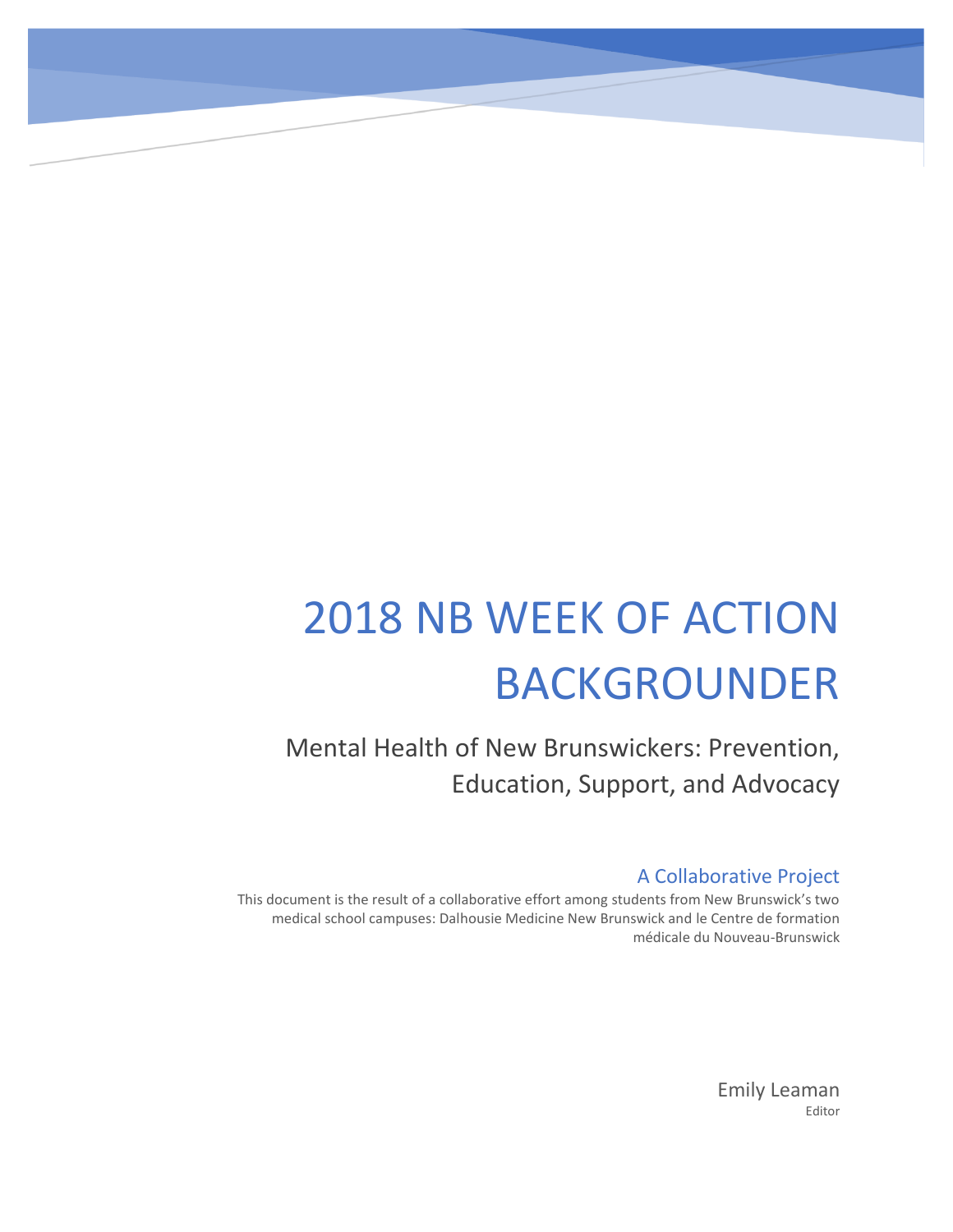# 2018 NB WEEK OF ACTION BACKGROUNDER

## Mental Health of New Brunswickers: Prevention, Education, Support, and Advocacy

### A Collaborative Project

This document is the result of a collaborative effort among students from New Brunswick's two medical school campuses: Dalhousie Medicine New Brunswick and le Centre de formation médicale du Nouveau-Brunswick

Emily Leaman

Editor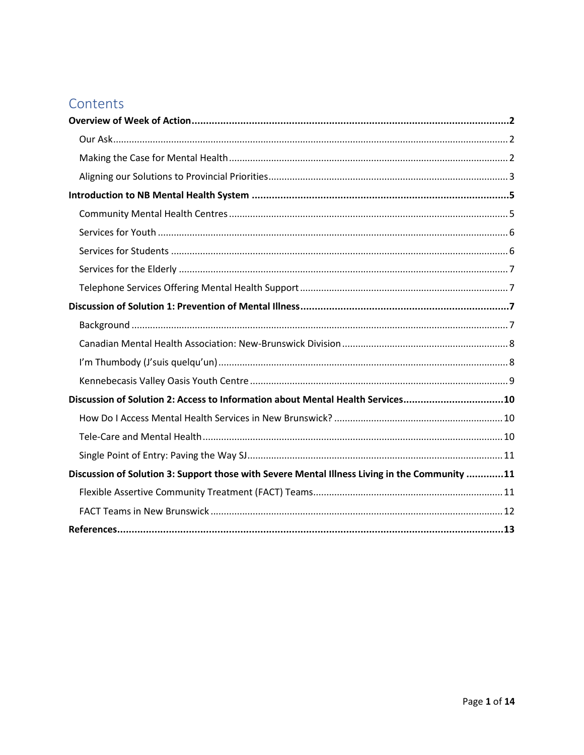# Contents

**Overview of Week of Action .......... 2**

- Our Ask .......... 2
- Making the Case for Mental Health .......... 2
- Aligning our Solutions to Provincial Priorities .......... 3

**Introduction to NB Mental Health System .......... 5**

- Community Mental Health Centres .......... 5
- Services for Youth .......... 6
- Services for Students .......... 6
- Services for the Elderly .......... 7
- Telephone Services Offering Mental Health Support .......... 7

**Discussion of Solution 1: Prevention of Mental Illness .......... 7**

- Background .......... 7
- Canadian Mental Health Association: New-Brunswick Division .......... 8
- I'm Thumbody (J'suis quelqu'un) .......... 8
- Kennebecasis Valley Oasis Youth Centre .......... 9

**Discussion of Solution 2: Access to Information about Mental Health Services .......... 10**

- How Do I Access Mental Health Services in New Brunswick? .......... 10
- Tele-Care and Mental Health .......... 10
- Single Point of Entry: Paving the Way SJ .......... 11

**Discussion of Solution 3: Support those with Severe Mental Illness Living in the Community .......... 11**

- Flexible Assertive Community Treatment (FACT) Teams .......... 11
- FACT Teams in New Brunswick .......... 12

**References .......... 13**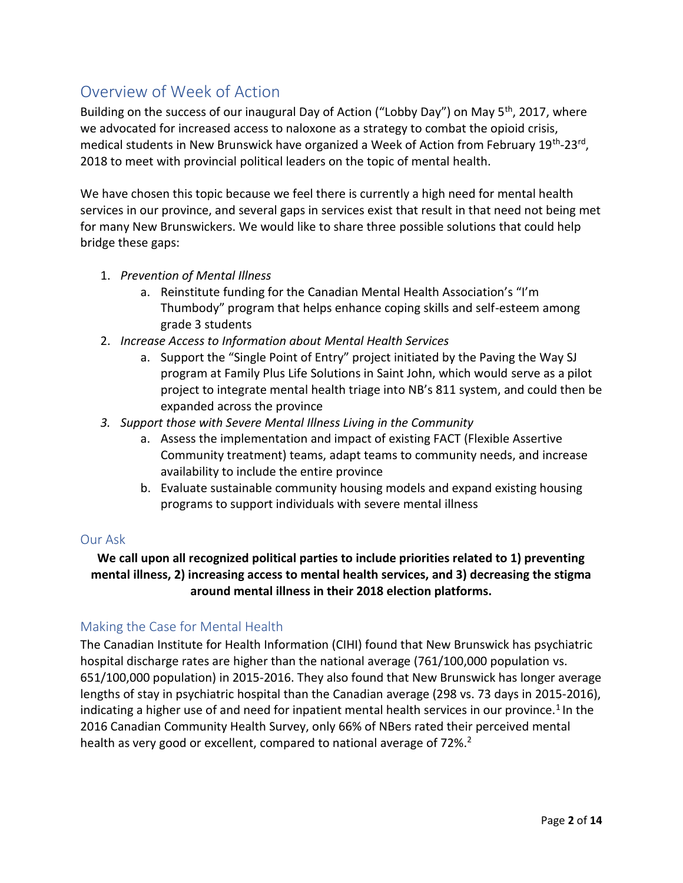## Overview of Week of Action

Building on the success of our inaugural Day of Action ("Lobby Day") on May 5th, 2017, where we advocated for increased access to naloxone as a strategy to combat the opioid crisis, medical students in New Brunswick have organized a Week of Action from February 19th-23rd, 2018 to meet with provincial political leaders on the topic of mental health.

We have chosen this topic because we feel there is currently a high need for mental health services in our province, and several gaps in services exist that result in that need not being met for many New Brunswickers. We would like to share three possible solutions that could help bridge these gaps:

1. *Prevention of Mental Illness*
    a. Reinstitute funding for the Canadian Mental Health Association's "I'm Thumbody" program that helps enhance coping skills and self-esteem among grade 3 students
2. *Increase Access to Information about Mental Health Services*
    a. Support the "Single Point of Entry" project initiated by the Paving the Way SJ program at Family Plus Life Solutions in Saint John, which would serve as a pilot project to integrate mental health triage into NB's 811 system, and could then be expanded across the province
3. *Support those with Severe Mental Illness Living in the Community*
    a. Assess the implementation and impact of existing FACT (Flexible Assertive Community treatment) teams, adapt teams to community needs, and increase availability to include the entire province
    b. Evaluate sustainable community housing models and expand existing housing programs to support individuals with severe mental illness

### Our Ask

**We call upon all recognized political parties to include priorities related to 1) preventing mental illness, 2) increasing access to mental health services, and 3) decreasing the stigma around mental illness in their 2018 election platforms.**

### Making the Case for Mental Health

The Canadian Institute for Health Information (CIHI) found that New Brunswick has psychiatric hospital discharge rates are higher than the national average (761/100,000 population vs. 651/100,000 population) in 2015-2016. They also found that New Brunswick has longer average lengths of stay in psychiatric hospital than the Canadian average (298 vs. 73 days in 2015-2016), indicating a higher use of and need for inpatient mental health services in our province.[1] In the 2016 Canadian Community Health Survey, only 66% of NBers rated their perceived mental health as very good or excellent, compared to national average of 72%.[2]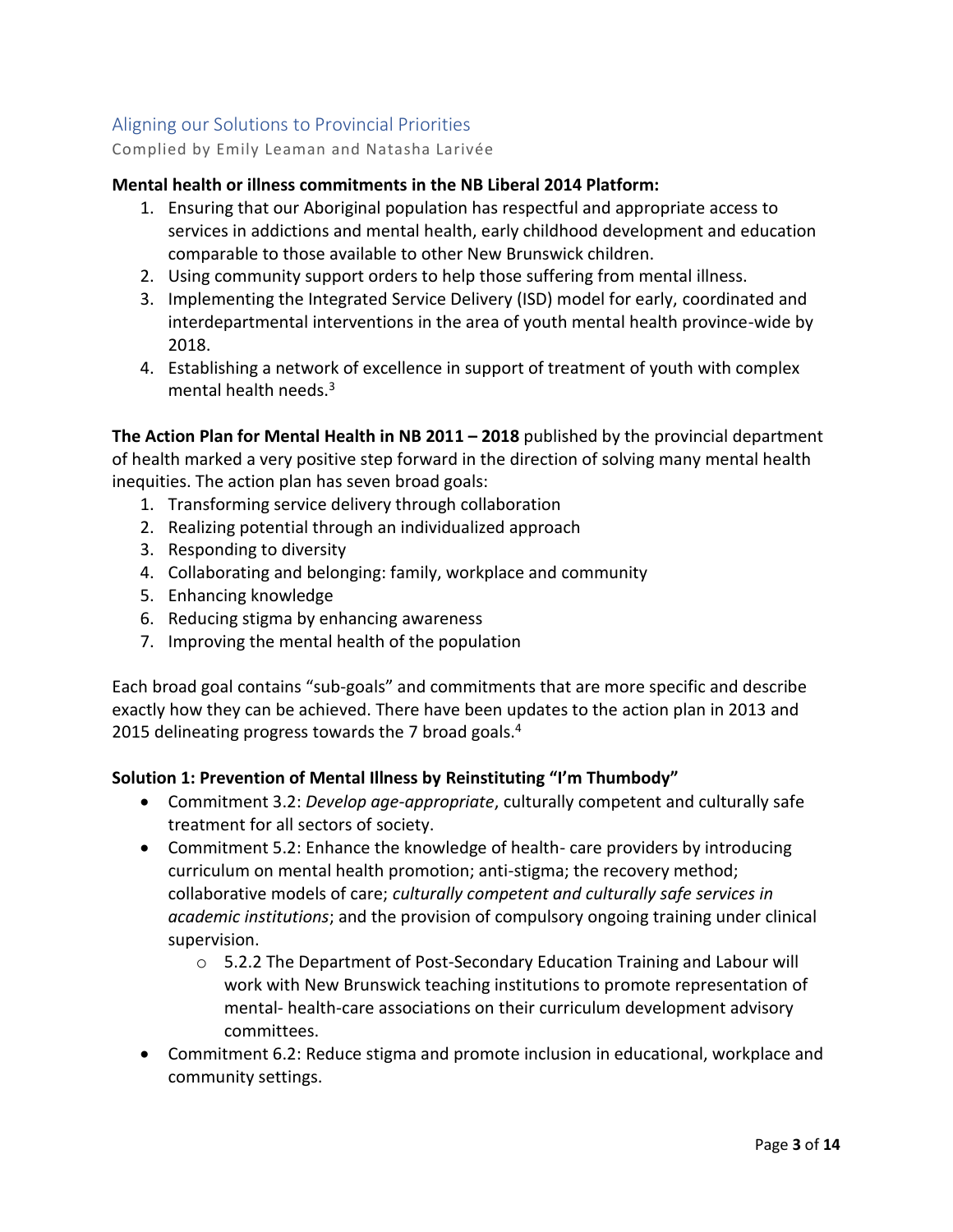## Aligning our Solutions to Provincial Priorities

Complied by Emily Leaman and Natasha Larivée

**Mental health or illness commitments in the NB Liberal 2014 Platform:**

1. Ensuring that our Aboriginal population has respectful and appropriate access to services in addictions and mental health, early childhood development and education comparable to those available to other New Brunswick children.
2. Using community support orders to help those suffering from mental illness.
3. Implementing the Integrated Service Delivery (ISD) model for early, coordinated and interdepartmental interventions in the area of youth mental health province-wide by 2018.
4. Establishing a network of excellence in support of treatment of youth with complex mental health needs.[3]

**The Action Plan for Mental Health in NB 2011 – 2018** published by the provincial department of health marked a very positive step forward in the direction of solving many mental health inequities. The action plan has seven broad goals:

1. Transforming service delivery through collaboration
2. Realizing potential through an individualized approach
3. Responding to diversity
4. Collaborating and belonging: family, workplace and community
5. Enhancing knowledge
6. Reducing stigma by enhancing awareness
7. Improving the mental health of the population

Each broad goal contains "sub-goals" and commitments that are more specific and describe exactly how they can be achieved. There have been updates to the action plan in 2013 and 2015 delineating progress towards the 7 broad goals.[4]

**Solution 1: Prevention of Mental Illness by Reinstituting "I'm Thumbody"**

- Commitment 3.2: *Develop age-appropriate*, culturally competent and culturally safe treatment for all sectors of society.
- Commitment 5.2: Enhance the knowledge of health- care providers by introducing curriculum on mental health promotion; anti-stigma; the recovery method; collaborative models of care; *culturally competent and culturally safe services in academic institutions*; and the provision of compulsory ongoing training under clinical supervision.
    - 5.2.2 The Department of Post-Secondary Education Training and Labour will work with New Brunswick teaching institutions to promote representation of mental- health-care associations on their curriculum development advisory committees.
- Commitment 6.2: Reduce stigma and promote inclusion in educational, workplace and community settings.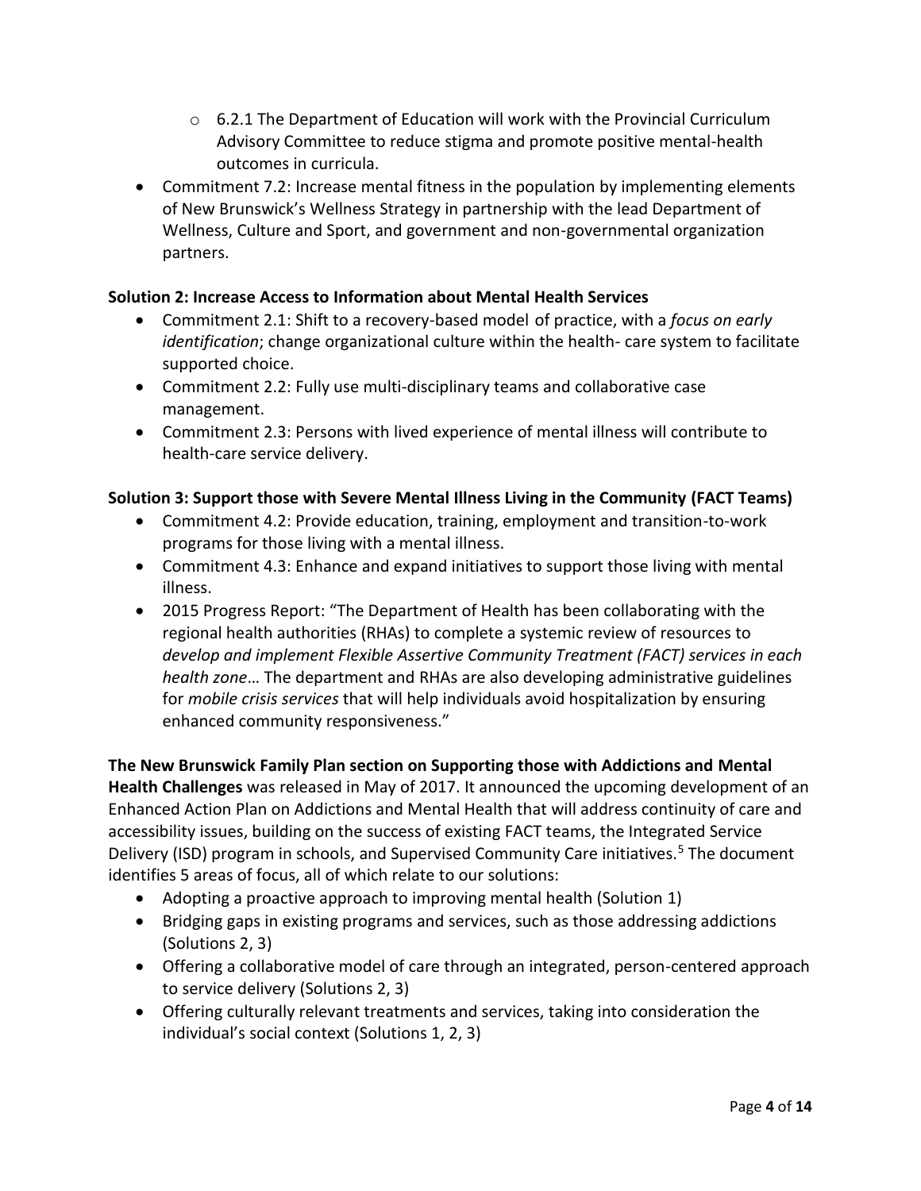- 6.2.1 The Department of Education will work with the Provincial Curriculum Advisory Committee to reduce stigma and promote positive mental-health outcomes in curricula.
- Commitment 7.2: Increase mental fitness in the population by implementing elements of New Brunswick's Wellness Strategy in partnership with the lead Department of Wellness, Culture and Sport, and government and non-governmental organization partners.

**Solution 2: Increase Access to Information about Mental Health Services**

- Commitment 2.1: Shift to a recovery-based model of practice, with a *focus on early identification*; change organizational culture within the health- care system to facilitate supported choice.
- Commitment 2.2: Fully use multi-disciplinary teams and collaborative case management.
- Commitment 2.3: Persons with lived experience of mental illness will contribute to health-care service delivery.

**Solution 3: Support those with Severe Mental Illness Living in the Community (FACT Teams)**

- Commitment 4.2: Provide education, training, employment and transition-to-work programs for those living with a mental illness.
- Commitment 4.3: Enhance and expand initiatives to support those living with mental illness.
- 2015 Progress Report: "The Department of Health has been collaborating with the regional health authorities (RHAs) to complete a systemic review of resources to *develop and implement Flexible Assertive Community Treatment (FACT) services in each health zone*… The department and RHAs are also developing administrative guidelines for *mobile crisis services* that will help individuals avoid hospitalization by ensuring enhanced community responsiveness."

**The New Brunswick Family Plan section on Supporting those with Addictions and Mental Health Challenges** was released in May of 2017. It announced the upcoming development of an Enhanced Action Plan on Addictions and Mental Health that will address continuity of care and accessibility issues, building on the success of existing FACT teams, the Integrated Service Delivery (ISD) program in schools, and Supervised Community Care initiatives.[5] The document identifies 5 areas of focus, all of which relate to our solutions:

- Adopting a proactive approach to improving mental health (Solution 1)
- Bridging gaps in existing programs and services, such as those addressing addictions (Solutions 2, 3)
- Offering a collaborative model of care through an integrated, person-centered approach to service delivery (Solutions 2, 3)
- Offering culturally relevant treatments and services, taking into consideration the individual's social context (Solutions 1, 2, 3)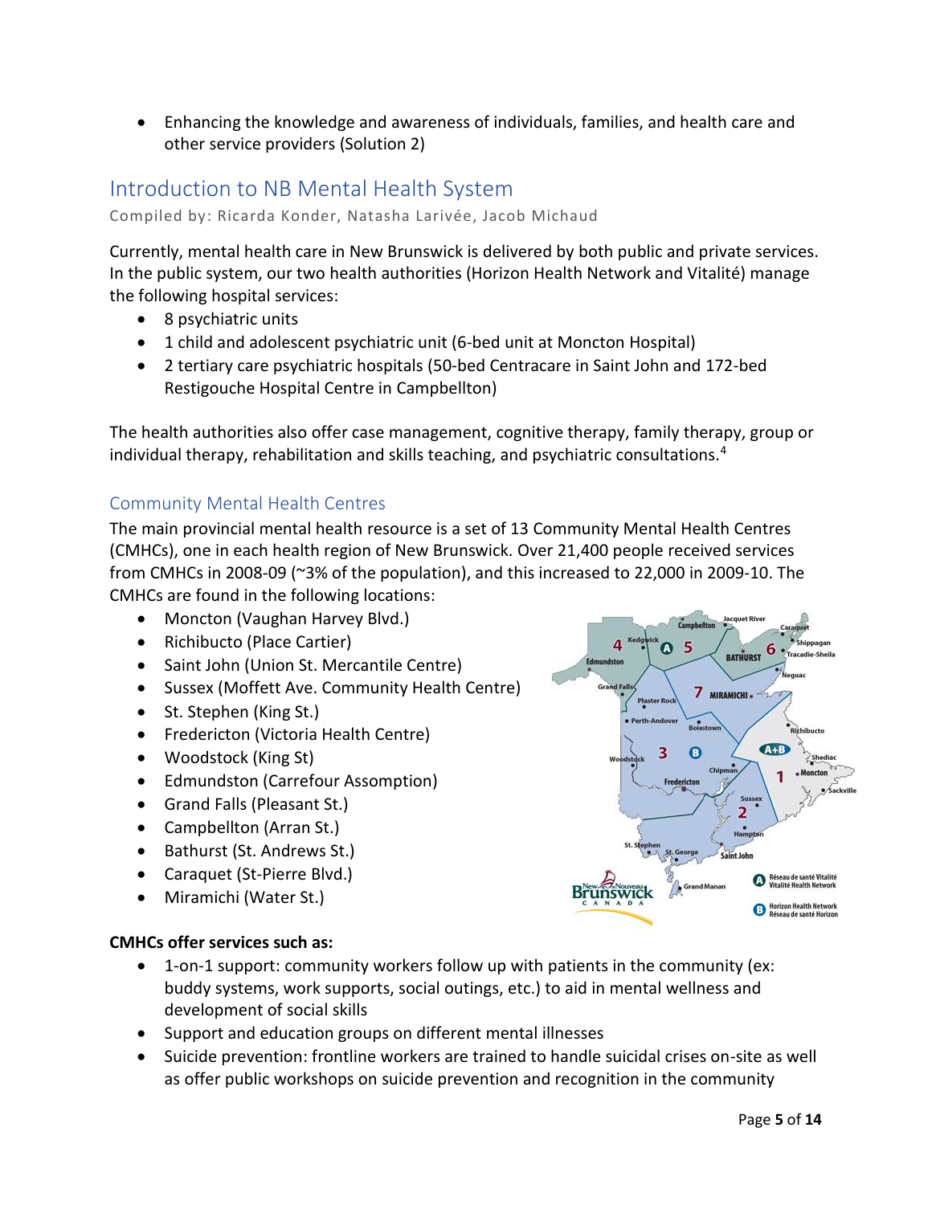- Enhancing the knowledge and awareness of individuals, families, and health care and other service providers (Solution 2)

## Introduction to NB Mental Health System

Compiled by: Ricarda Konder, Natasha Larivée, Jacob Michaud

Currently, mental health care in New Brunswick is delivered by both public and private services. In the public system, our two health authorities (Horizon Health Network and Vitalité) manage the following hospital services:

- 8 psychiatric units
- 1 child and adolescent psychiatric unit (6-bed unit at Moncton Hospital)
- 2 tertiary care psychiatric hospitals (50-bed Centracare in Saint John and 172-bed Restigouche Hospital Centre in Campbellton)

The health authorities also offer case management, cognitive therapy, family therapy, group or individual therapy, rehabilitation and skills teaching, and psychiatric consultations.[4]

### Community Mental Health Centres

The main provincial mental health resource is a set of 13 Community Mental Health Centres (CMHCs), one in each health region of New Brunswick. Over 21,400 people received services from CMHCs in 2008-09 (~3% of the population), and this increased to 22,000 in 2009-10. The CMHCs are found in the following locations:

- Moncton (Vaughan Harvey Blvd.)
- Richibucto (Place Cartier)
- Saint John (Union St. Mercantile Centre)
- Sussex (Moffett Ave. Community Health Centre)
- St. Stephen (King St.)
- Fredericton (Victoria Health Centre)
- Woodstock (King St)
- Edmundston (Carrefour Assomption)
- Grand Falls (Pleasant St.)
- Campbellton (Arran St.)
- Bathurst (St. Andrews St.)
- Caraquet (St-Pierre Blvd.)
- Miramichi (Water St.)

**CMHCs offer services such as:**

- 1-on-1 support: community workers follow up with patients in the community (ex: buddy systems, work supports, social outings, etc.) to aid in mental wellness and development of social skills
- Support and education groups on different mental illnesses
- Suicide prevention: frontline workers are trained to handle suicidal crises on-site as well as offer public workshops on suicide prevention and recognition in the community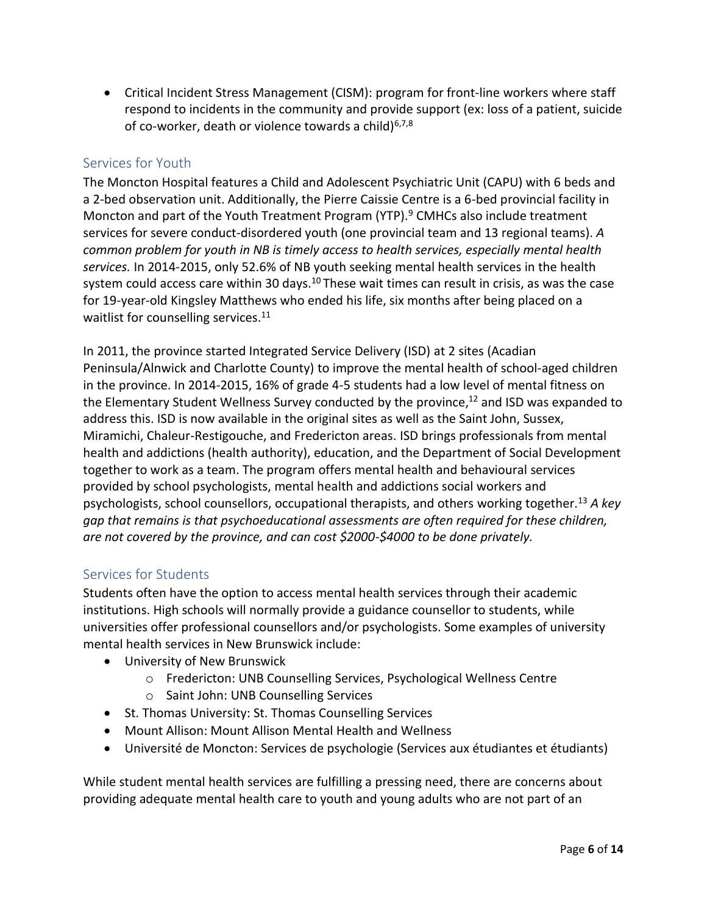- Critical Incident Stress Management (CISM): program for front-line workers where staff respond to incidents in the community and provide support (ex: loss of a patient, suicide of co-worker, death or violence towards a child)[6,7,8]

## Services for Youth

The Moncton Hospital features a Child and Adolescent Psychiatric Unit (CAPU) with 6 beds and a 2-bed observation unit. Additionally, the Pierre Caissie Centre is a 6-bed provincial facility in Moncton and part of the Youth Treatment Program (YTP).[9] CMHCs also include treatment services for severe conduct-disordered youth (one provincial team and 13 regional teams). *A common problem for youth in NB is timely access to health services, especially mental health services.* In 2014-2015, only 52.6% of NB youth seeking mental health services in the health system could access care within 30 days.[10] These wait times can result in crisis, as was the case for 19-year-old Kingsley Matthews who ended his life, six months after being placed on a waitlist for counselling services.[11]

In 2011, the province started Integrated Service Delivery (ISD) at 2 sites (Acadian Peninsula/Alnwick and Charlotte County) to improve the mental health of school-aged children in the province. In 2014-2015, 16% of grade 4-5 students had a low level of mental fitness on the Elementary Student Wellness Survey conducted by the province,[12] and ISD was expanded to address this. ISD is now available in the original sites as well as the Saint John, Sussex, Miramichi, Chaleur-Restigouche, and Fredericton areas. ISD brings professionals from mental health and addictions (health authority), education, and the Department of Social Development together to work as a team. The program offers mental health and behavioural services provided by school psychologists, mental health and addictions social workers and psychologists, school counsellors, occupational therapists, and others working together.[13] *A key gap that remains is that psychoeducational assessments are often required for these children, are not covered by the province, and can cost $2000-$4000 to be done privately.*

## Services for Students

Students often have the option to access mental health services through their academic institutions. High schools will normally provide a guidance counsellor to students, while universities offer professional counsellors and/or psychologists. Some examples of university mental health services in New Brunswick include:

- University of New Brunswick
  - Fredericton: UNB Counselling Services, Psychological Wellness Centre
  - Saint John: UNB Counselling Services
- St. Thomas University: St. Thomas Counselling Services
- Mount Allison: Mount Allison Mental Health and Wellness
- Université de Moncton: Services de psychologie (Services aux étudiantes et étudiants)

While student mental health services are fulfilling a pressing need, there are concerns about providing adequate mental health care to youth and young adults who are not part of an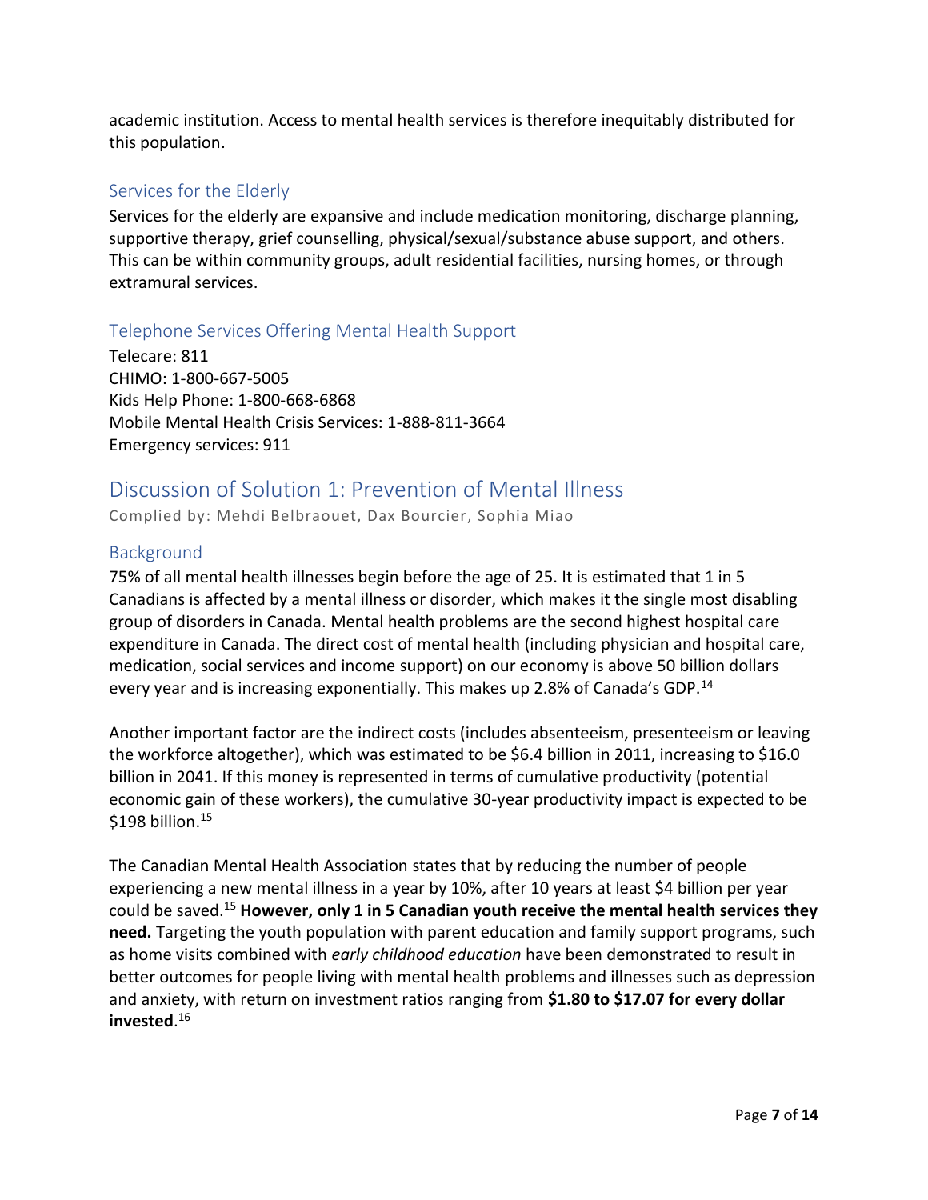academic institution. Access to mental health services is therefore inequitably distributed for this population.

### Services for the Elderly

Services for the elderly are expansive and include medication monitoring, discharge planning, supportive therapy, grief counselling, physical/sexual/substance abuse support, and others. This can be within community groups, adult residential facilities, nursing homes, or through extramural services.

### Telephone Services Offering Mental Health Support

Telecare: 811
CHIMO: 1-800-667-5005
Kids Help Phone: 1-800-668-6868
Mobile Mental Health Crisis Services: 1-888-811-3664
Emergency services: 911

## Discussion of Solution 1: Prevention of Mental Illness

Complied by: Mehdi Belbraouet, Dax Bourcier, Sophia Miao

### Background

75% of all mental health illnesses begin before the age of 25. It is estimated that 1 in 5 Canadians is affected by a mental illness or disorder, which makes it the single most disabling group of disorders in Canada. Mental health problems are the second highest hospital care expenditure in Canada. The direct cost of mental health (including physician and hospital care, medication, social services and income support) on our economy is above 50 billion dollars every year and is increasing exponentially. This makes up 2.8% of Canada's GDP.[14]

Another important factor are the indirect costs (includes absenteeism, presenteeism or leaving the workforce altogether), which was estimated to be $6.4 billion in 2011, increasing to $16.0 billion in 2041. If this money is represented in terms of cumulative productivity (potential economic gain of these workers), the cumulative 30-year productivity impact is expected to be $198 billion.[15]

The Canadian Mental Health Association states that by reducing the number of people experiencing a new mental illness in a year by 10%, after 10 years at least $4 billion per year could be saved.[15] **However, only 1 in 5 Canadian youth receive the mental health services they need.** Targeting the youth population with parent education and family support programs, such as home visits combined with *early childhood education* have been demonstrated to result in better outcomes for people living with mental health problems and illnesses such as depression and anxiety, with return on investment ratios ranging from **$1.80 to $17.07 for every dollar invested**.[16]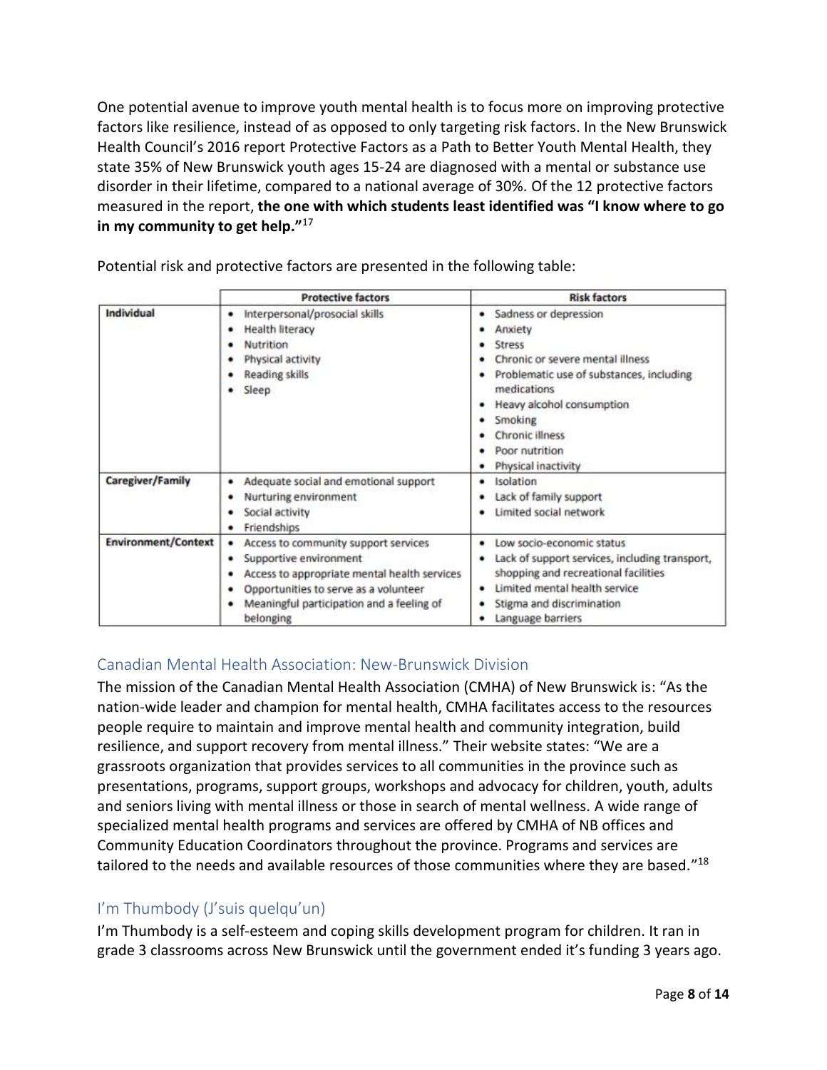One potential avenue to improve youth mental health is to focus more on improving protective factors like resilience, instead of as opposed to only targeting risk factors. In the New Brunswick Health Council's 2016 report Protective Factors as a Path to Better Youth Mental Health, they state 35% of New Brunswick youth ages 15-24 are diagnosed with a mental or substance use disorder in their lifetime, compared to a national average of 30%. Of the 12 protective factors measured in the report, **the one with which students least identified was "I know where to go in my community to get help."**[17]

Potential risk and protective factors are presented in the following table:

| | Protective factors | Risk factors |
|---|---|---|
| **Individual** | • Interpersonal/prosocial skills<br>• Health literacy<br>• Nutrition<br>• Physical activity<br>• Reading skills<br>• Sleep | • Sadness or depression<br>• Anxiety<br>• Stress<br>• Chronic or severe mental illness<br>• Problematic use of substances, including medications<br>• Heavy alcohol consumption<br>• Smoking<br>• Chronic illness<br>• Poor nutrition<br>• Physical inactivity |
| **Caregiver/Family** | • Adequate social and emotional support<br>• Nurturing environment<br>• Social activity<br>• Friendships | • Isolation<br>• Lack of family support<br>• Limited social network |
| **Environment/Context** | • Access to community support services<br>• Supportive environment<br>• Access to appropriate mental health services<br>• Opportunities to serve as a volunteer<br>• Meaningful participation and a feeling of belonging | • Low socio-economic status<br>• Lack of support services, including transport, shopping and recreational facilities<br>• Limited mental health service<br>• Stigma and discrimination<br>• Language barriers |

## Canadian Mental Health Association: New-Brunswick Division

The mission of the Canadian Mental Health Association (CMHA) of New Brunswick is: "As the nation-wide leader and champion for mental health, CMHA facilitates access to the resources people require to maintain and improve mental health and community integration, build resilience, and support recovery from mental illness." Their website states: "We are a grassroots organization that provides services to all communities in the province such as presentations, programs, support groups, workshops and advocacy for children, youth, adults and seniors living with mental illness or those in search of mental wellness. A wide range of specialized mental health programs and services are offered by CMHA of NB offices and Community Education Coordinators throughout the province. Programs and services are tailored to the needs and available resources of those communities where they are based."[18]

## I'm Thumbody (J'suis quelqu'un)

I'm Thumbody is a self-esteem and coping skills development program for children. It ran in grade 3 classrooms across New Brunswick until the government ended it's funding 3 years ago.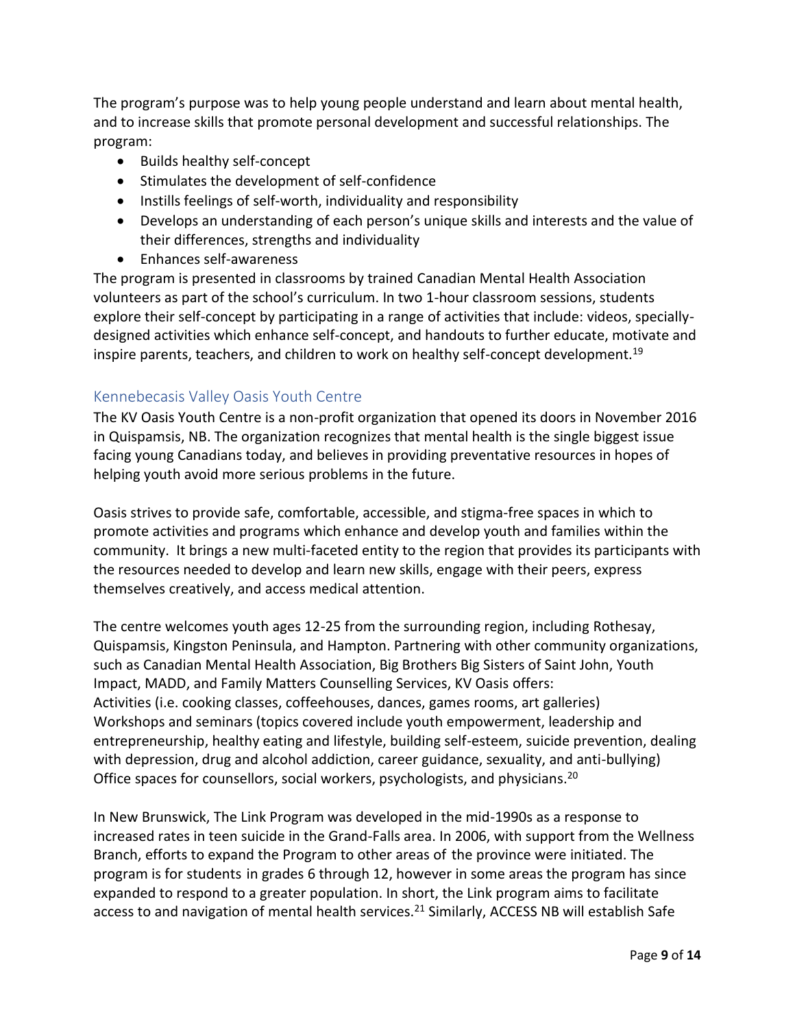The program's purpose was to help young people understand and learn about mental health, and to increase skills that promote personal development and successful relationships. The program:

- Builds healthy self-concept
- Stimulates the development of self-confidence
- Instills feelings of self-worth, individuality and responsibility
- Develops an understanding of each person's unique skills and interests and the value of their differences, strengths and individuality
- Enhances self-awareness

The program is presented in classrooms by trained Canadian Mental Health Association volunteers as part of the school's curriculum. In two 1-hour classroom sessions, students explore their self-concept by participating in a range of activities that include: videos, specially-designed activities which enhance self-concept, and handouts to further educate, motivate and inspire parents, teachers, and children to work on healthy self-concept development.[19]

## Kennebecasis Valley Oasis Youth Centre

The KV Oasis Youth Centre is a non-profit organization that opened its doors in November 2016 in Quispamsis, NB. The organization recognizes that mental health is the single biggest issue facing young Canadians today, and believes in providing preventative resources in hopes of helping youth avoid more serious problems in the future.

Oasis strives to provide safe, comfortable, accessible, and stigma-free spaces in which to promote activities and programs which enhance and develop youth and families within the community. It brings a new multi-faceted entity to the region that provides its participants with the resources needed to develop and learn new skills, engage with their peers, express themselves creatively, and access medical attention.

The centre welcomes youth ages 12-25 from the surrounding region, including Rothesay, Quispamsis, Kingston Peninsula, and Hampton. Partnering with other community organizations, such as Canadian Mental Health Association, Big Brothers Big Sisters of Saint John, Youth Impact, MADD, and Family Matters Counselling Services, KV Oasis offers:
Activities (i.e. cooking classes, coffeehouses, dances, games rooms, art galleries)
Workshops and seminars (topics covered include youth empowerment, leadership and entrepreneurship, healthy eating and lifestyle, building self-esteem, suicide prevention, dealing with depression, drug and alcohol addiction, career guidance, sexuality, and anti-bullying)
Office spaces for counsellors, social workers, psychologists, and physicians.[20]

In New Brunswick, The Link Program was developed in the mid-1990s as a response to increased rates in teen suicide in the Grand-Falls area. In 2006, with support from the Wellness Branch, efforts to expand the Program to other areas of the province were initiated. The program is for students in grades 6 through 12, however in some areas the program has since expanded to respond to a greater population. In short, the Link program aims to facilitate access to and navigation of mental health services.[21] Similarly, ACCESS NB will establish Safe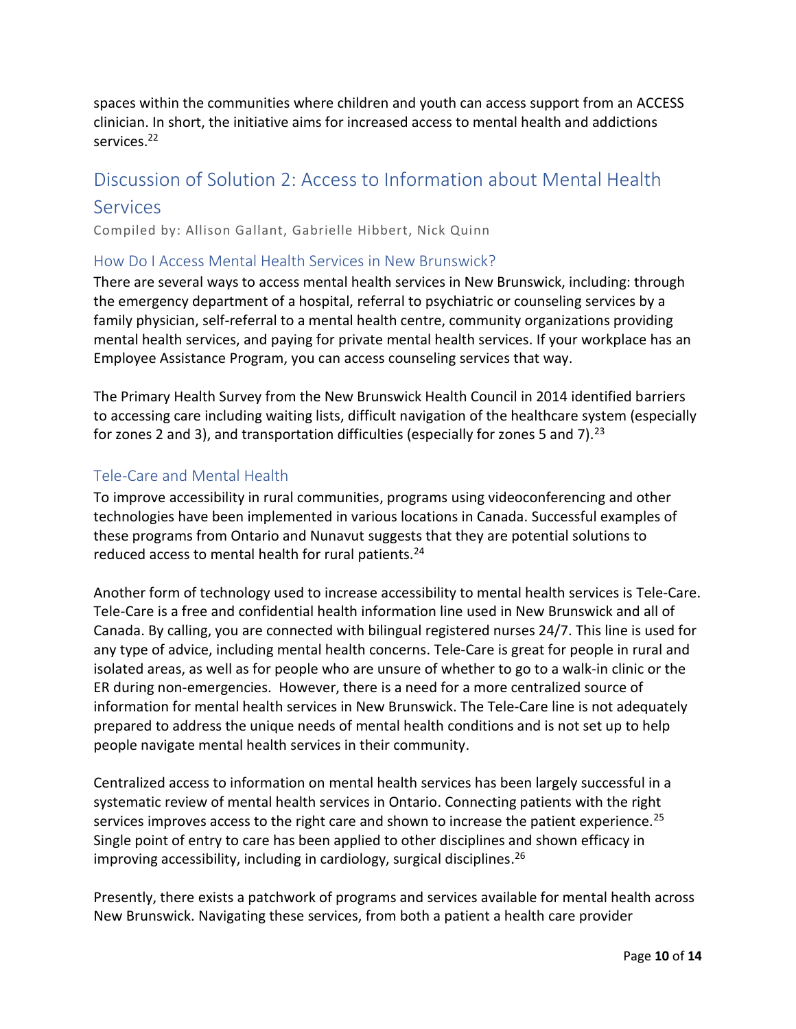spaces within the communities where children and youth can access support from an ACCESS clinician. In short, the initiative aims for increased access to mental health and addictions services.[22]

## Discussion of Solution 2: Access to Information about Mental Health Services

Compiled by: Allison Gallant, Gabrielle Hibbert, Nick Quinn

### How Do I Access Mental Health Services in New Brunswick?

There are several ways to access mental health services in New Brunswick, including: through the emergency department of a hospital, referral to psychiatric or counseling services by a family physician, self-referral to a mental health centre, community organizations providing mental health services, and paying for private mental health services. If your workplace has an Employee Assistance Program, you can access counseling services that way.

The Primary Health Survey from the New Brunswick Health Council in 2014 identified barriers to accessing care including waiting lists, difficult navigation of the healthcare system (especially for zones 2 and 3), and transportation difficulties (especially for zones 5 and 7).[23]

### Tele-Care and Mental Health

To improve accessibility in rural communities, programs using videoconferencing and other technologies have been implemented in various locations in Canada. Successful examples of these programs from Ontario and Nunavut suggests that they are potential solutions to reduced access to mental health for rural patients.[24]

Another form of technology used to increase accessibility to mental health services is Tele-Care. Tele-Care is a free and confidential health information line used in New Brunswick and all of Canada. By calling, you are connected with bilingual registered nurses 24/7. This line is used for any type of advice, including mental health concerns. Tele-Care is great for people in rural and isolated areas, as well as for people who are unsure of whether to go to a walk-in clinic or the ER during non-emergencies. However, there is a need for a more centralized source of information for mental health services in New Brunswick. The Tele-Care line is not adequately prepared to address the unique needs of mental health conditions and is not set up to help people navigate mental health services in their community.

Centralized access to information on mental health services has been largely successful in a systematic review of mental health services in Ontario. Connecting patients with the right services improves access to the right care and shown to increase the patient experience.[25] Single point of entry to care has been applied to other disciplines and shown efficacy in improving accessibility, including in cardiology, surgical disciplines.[26]

Presently, there exists a patchwork of programs and services available for mental health across New Brunswick. Navigating these services, from both a patient a health care provider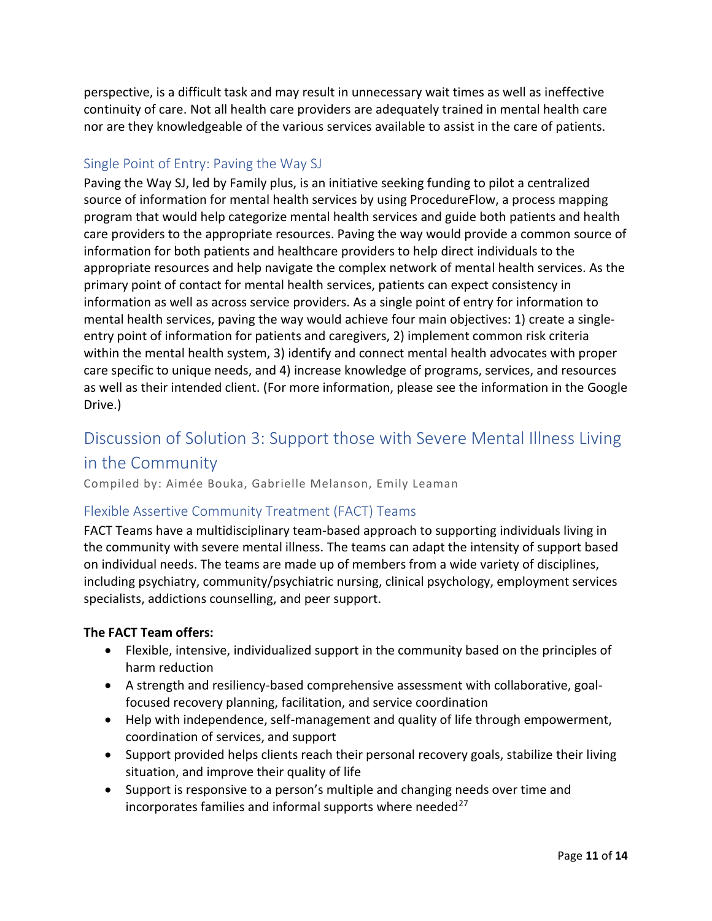perspective, is a difficult task and may result in unnecessary wait times as well as ineffective continuity of care. Not all health care providers are adequately trained in mental health care nor are they knowledgeable of the various services available to assist in the care of patients.

### Single Point of Entry: Paving the Way SJ

Paving the Way SJ, led by Family plus, is an initiative seeking funding to pilot a centralized source of information for mental health services by using ProcedureFlow, a process mapping program that would help categorize mental health services and guide both patients and health care providers to the appropriate resources. Paving the way would provide a common source of information for both patients and healthcare providers to help direct individuals to the appropriate resources and help navigate the complex network of mental health services. As the primary point of contact for mental health services, patients can expect consistency in information as well as across service providers. As a single point of entry for information to mental health services, paving the way would achieve four main objectives: 1) create a single-entry point of information for patients and caregivers, 2) implement common risk criteria within the mental health system, 3) identify and connect mental health advocates with proper care specific to unique needs, and 4) increase knowledge of programs, services, and resources as well as their intended client. (For more information, please see the information in the Google Drive.)

## Discussion of Solution 3: Support those with Severe Mental Illness Living in the Community

Compiled by: Aimée Bouka, Gabrielle Melanson, Emily Leaman

### Flexible Assertive Community Treatment (FACT) Teams

FACT Teams have a multidisciplinary team-based approach to supporting individuals living in the community with severe mental illness. The teams can adapt the intensity of support based on individual needs. The teams are made up of members from a wide variety of disciplines, including psychiatry, community/psychiatric nursing, clinical psychology, employment services specialists, addictions counselling, and peer support.

**The FACT Team offers:**

- Flexible, intensive, individualized support in the community based on the principles of harm reduction
- A strength and resiliency-based comprehensive assessment with collaborative, goal-focused recovery planning, facilitation, and service coordination
- Help with independence, self-management and quality of life through empowerment, coordination of services, and support
- Support provided helps clients reach their personal recovery goals, stabilize their living situation, and improve their quality of life
- Support is responsive to a person's multiple and changing needs over time and incorporates families and informal supports where needed[27]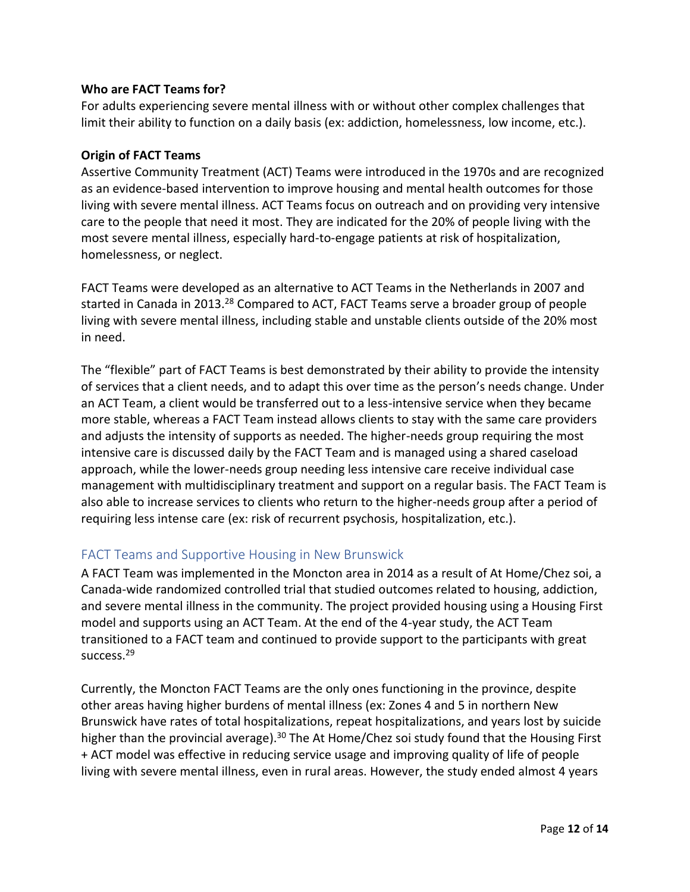**Who are FACT Teams for?**

For adults experiencing severe mental illness with or without other complex challenges that limit their ability to function on a daily basis (ex: addiction, homelessness, low income, etc.).

**Origin of FACT Teams**

Assertive Community Treatment (ACT) Teams were introduced in the 1970s and are recognized as an evidence-based intervention to improve housing and mental health outcomes for those living with severe mental illness. ACT Teams focus on outreach and on providing very intensive care to the people that need it most. They are indicated for the 20% of people living with the most severe mental illness, especially hard-to-engage patients at risk of hospitalization, homelessness, or neglect.

FACT Teams were developed as an alternative to ACT Teams in the Netherlands in 2007 and started in Canada in 2013.[28] Compared to ACT, FACT Teams serve a broader group of people living with severe mental illness, including stable and unstable clients outside of the 20% most in need.

The "flexible" part of FACT Teams is best demonstrated by their ability to provide the intensity of services that a client needs, and to adapt this over time as the person's needs change. Under an ACT Team, a client would be transferred out to a less-intensive service when they became more stable, whereas a FACT Team instead allows clients to stay with the same care providers and adjusts the intensity of supports as needed. The higher-needs group requiring the most intensive care is discussed daily by the FACT Team and is managed using a shared caseload approach, while the lower-needs group needing less intensive care receive individual case management with multidisciplinary treatment and support on a regular basis. The FACT Team is also able to increase services to clients who return to the higher-needs group after a period of requiring less intense care (ex: risk of recurrent psychosis, hospitalization, etc.).

## FACT Teams and Supportive Housing in New Brunswick

A FACT Team was implemented in the Moncton area in 2014 as a result of At Home/Chez soi, a Canada-wide randomized controlled trial that studied outcomes related to housing, addiction, and severe mental illness in the community. The project provided housing using a Housing First model and supports using an ACT Team. At the end of the 4-year study, the ACT Team transitioned to a FACT team and continued to provide support to the participants with great success.[29]

Currently, the Moncton FACT Teams are the only ones functioning in the province, despite other areas having higher burdens of mental illness (ex: Zones 4 and 5 in northern New Brunswick have rates of total hospitalizations, repeat hospitalizations, and years lost by suicide higher than the provincial average).[30] The At Home/Chez soi study found that the Housing First + ACT model was effective in reducing service usage and improving quality of life of people living with severe mental illness, even in rural areas. However, the study ended almost 4 years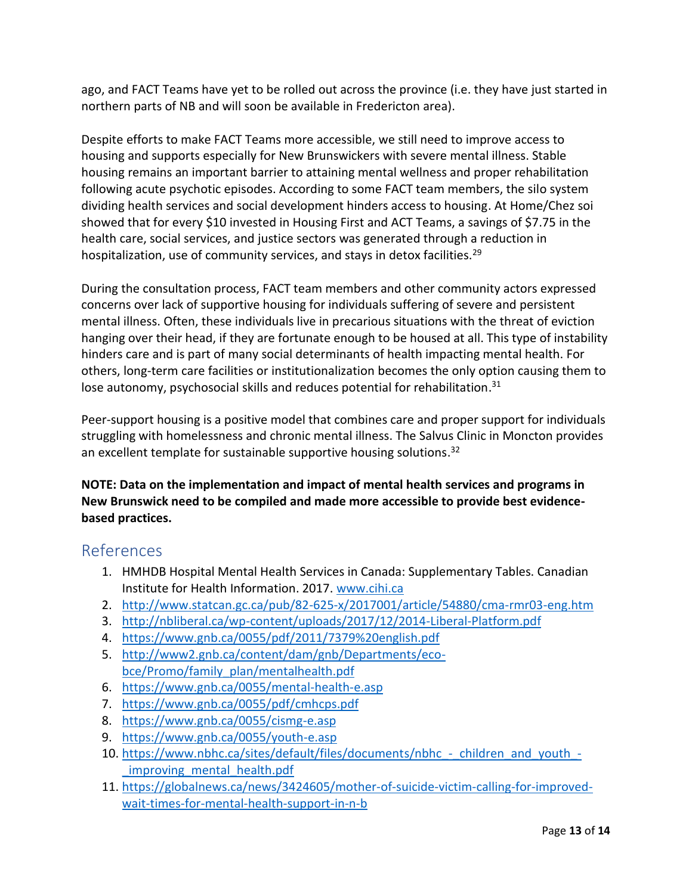ago, and FACT Teams have yet to be rolled out across the province (i.e. they have just started in northern parts of NB and will soon be available in Fredericton area).

Despite efforts to make FACT Teams more accessible, we still need to improve access to housing and supports especially for New Brunswickers with severe mental illness. Stable housing remains an important barrier to attaining mental wellness and proper rehabilitation following acute psychotic episodes. According to some FACT team members, the silo system dividing health services and social development hinders access to housing. At Home/Chez soi showed that for every $10 invested in Housing First and ACT Teams, a savings of $7.75 in the health care, social services, and justice sectors was generated through a reduction in hospitalization, use of community services, and stays in detox facilities.[29]

During the consultation process, FACT team members and other community actors expressed concerns over lack of supportive housing for individuals suffering of severe and persistent mental illness. Often, these individuals live in precarious situations with the threat of eviction hanging over their head, if they are fortunate enough to be housed at all. This type of instability hinders care and is part of many social determinants of health impacting mental health. For others, long-term care facilities or institutionalization becomes the only option causing them to lose autonomy, psychosocial skills and reduces potential for rehabilitation.[31]

Peer-support housing is a positive model that combines care and proper support for individuals struggling with homelessness and chronic mental illness. The Salvus Clinic in Moncton provides an excellent template for sustainable supportive housing solutions.[32]

**NOTE: Data on the implementation and impact of mental health services and programs in New Brunswick need to be compiled and made more accessible to provide best evidence-based practices.**

## References

1. HMHDB Hospital Mental Health Services in Canada: Supplementary Tables. Canadian Institute for Health Information. 2017. www.cihi.ca
2. http://www.statcan.gc.ca/pub/82-625-x/2017001/article/54880/cma-rmr03-eng.htm
3. http://nbliberal.ca/wp-content/uploads/2017/12/2014-Liberal-Platform.pdf
4. https://www.gnb.ca/0055/pdf/2011/7379%20english.pdf
5. http://www2.gnb.ca/content/dam/gnb/Departments/eco-bce/Promo/family_plan/mentalhealth.pdf
6. https://www.gnb.ca/0055/mental-health-e.asp
7. https://www.gnb.ca/0055/pdf/cmhcps.pdf
8. https://www.gnb.ca/0055/cismg-e.asp
9. https://www.gnb.ca/0055/youth-e.asp
10. https://www.nbhc.ca/sites/default/files/documents/nbhc_-_children_and_youth_-_improving_mental_health.pdf
11. https://globalnews.ca/news/3424605/mother-of-suicide-victim-calling-for-improved-wait-times-for-mental-health-support-in-n-b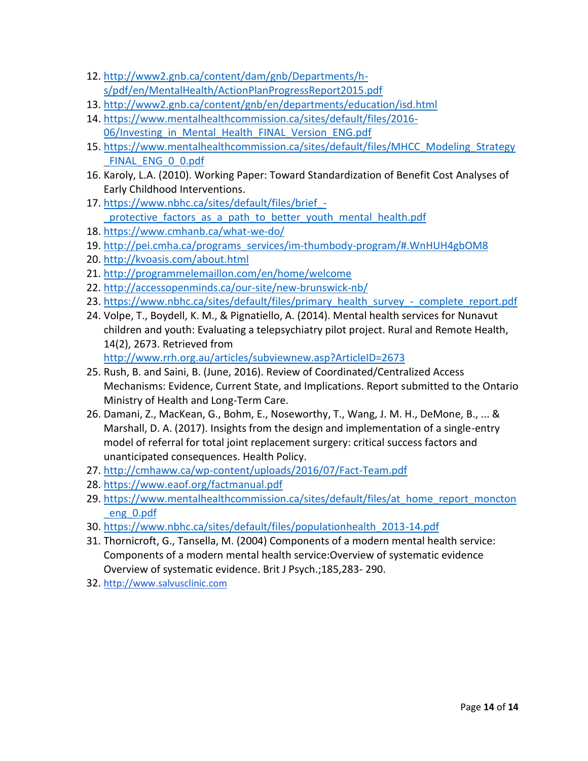12. http://www2.gnb.ca/content/dam/gnb/Departments/h-s/pdf/en/MentalHealth/ActionPlanProgressReport2015.pdf
13. http://www2.gnb.ca/content/gnb/en/departments/education/isd.html
14. https://www.mentalhealthcommission.ca/sites/default/files/2016-06/Investing_in_Mental_Health_FINAL_Version_ENG.pdf
15. https://www.mentalhealthcommission.ca/sites/default/files/MHCC_Modeling_Strategy_FINAL_ENG_0_0.pdf
16. Karoly, L.A. (2010). Working Paper: Toward Standardization of Benefit Cost Analyses of Early Childhood Interventions.
17. https://www.nbhc.ca/sites/default/files/brief_-_protective_factors_as_a_path_to_better_youth_mental_health.pdf
18. https://www.cmhanb.ca/what-we-do/
19. http://pei.cmha.ca/programs_services/im-thumbody-program/#.WnHUH4gbOM8
20. http://kvoasis.com/about.html
21. http://programmelemaillon.com/en/home/welcome
22. http://accessopenminds.ca/our-site/new-brunswick-nb/
23. https://www.nbhc.ca/sites/default/files/primary_health_survey_-_complete_report.pdf
24. Volpe, T., Boydell, K. M., & Pignatiello, A. (2014). Mental health services for Nunavut children and youth: Evaluating a telepsychiatry pilot project. Rural and Remote Health, 14(2), 2673. Retrieved from http://www.rrh.org.au/articles/subviewnew.asp?ArticleID=2673
25. Rush, B. and Saini, B. (June, 2016). Review of Coordinated/Centralized Access Mechanisms: Evidence, Current State, and Implications. Report submitted to the Ontario Ministry of Health and Long-Term Care.
26. Damani, Z., MacKean, G., Bohm, E., Noseworthy, T., Wang, J. M. H., DeMone, B., ... & Marshall, D. A. (2017). Insights from the design and implementation of a single-entry model of referral for total joint replacement surgery: critical success factors and unanticipated consequences. Health Policy.
27. http://cmhaww.ca/wp-content/uploads/2016/07/Fact-Team.pdf
28. https://www.eaof.org/factmanual.pdf
29. https://www.mentalhealthcommission.ca/sites/default/files/at_home_report_moncton_eng_0.pdf
30. https://www.nbhc.ca/sites/default/files/populationhealth_2013-14.pdf
31. Thornicroft, G., Tansella, M. (2004) Components of a modern mental health service: Components of a modern mental health service:Overview of systematic evidence Overview of systematic evidence. Brit J Psych.;185,283- 290.
32. http://www.salvusclinic.com